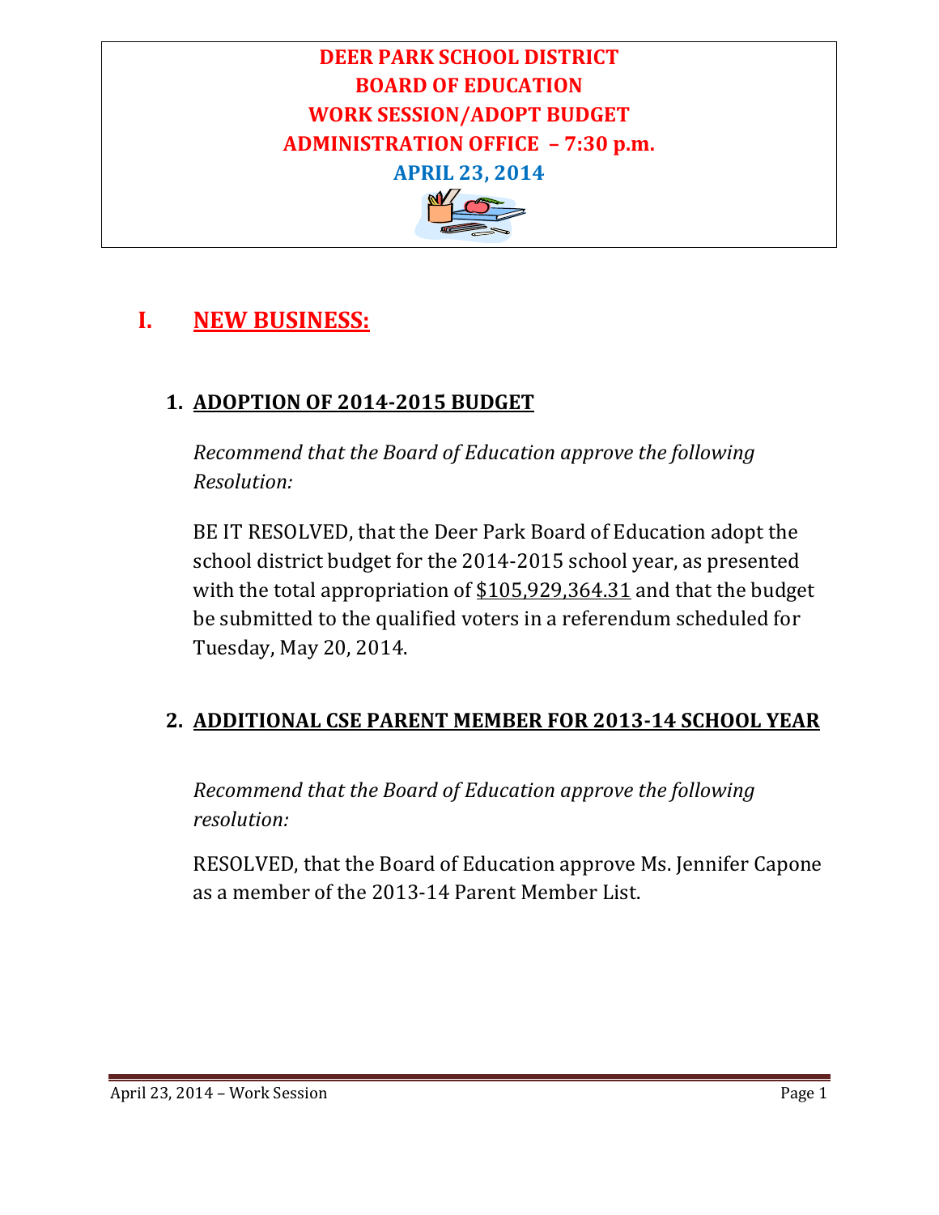# DEER PARK SCHOOL DISTRICT
# BOARD OF EDUCATION
# WORK SESSION/ADOPT BUDGET
# ADMINISTRATION OFFICE – 7:30 p.m.
# APRIL 23, 2014

## I. NEW BUSINESS:

### 1. ADOPTION OF 2014-2015 BUDGET

*Recommend that the Board of Education approve the following Resolution:*

BE IT RESOLVED, that the Deer Park Board of Education adopt the school district budget for the 2014-2015 school year, as presented with the total appropriation of $105,929,364.31 and that the budget be submitted to the qualified voters in a referendum scheduled for Tuesday, May 20, 2014.

### 2. ADDITIONAL CSE PARENT MEMBER FOR 2013-14 SCHOOL YEAR

*Recommend that the Board of Education approve the following resolution:*

RESOLVED, that the Board of Education approve Ms. Jennifer Capone as a member of the 2013-14 Parent Member List.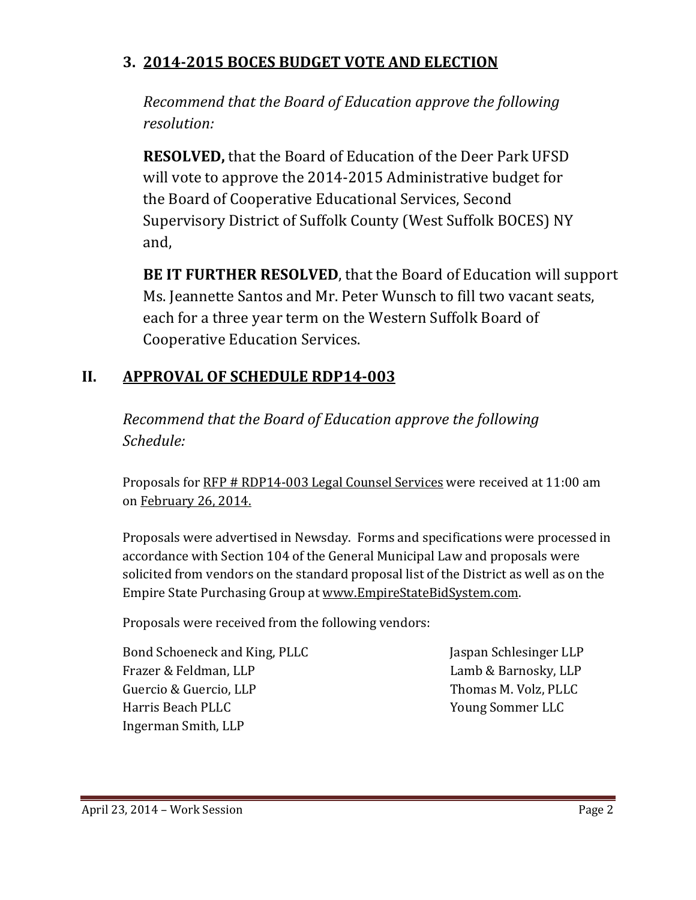### 3. **2014-2015 BOCES BUDGET VOTE AND ELECTION**

*Recommend that the Board of Education approve the following resolution:*

**RESOLVED,** that the Board of Education of the Deer Park UFSD will vote to approve the 2014-2015 Administrative budget for the Board of Cooperative Educational Services, Second Supervisory District of Suffolk County (West Suffolk BOCES) NY and,

**BE IT FURTHER RESOLVED**, that the Board of Education will support Ms. Jeannette Santos and Mr. Peter Wunsch to fill two vacant seats, each for a three year term on the Western Suffolk Board of Cooperative Education Services.

## II. **APPROVAL OF SCHEDULE RDP14-003**

*Recommend that the Board of Education approve the following Schedule:*

Proposals for RFP # RDP14-003 Legal Counsel Services were received at 11:00 am on February 26, 2014.

Proposals were advertised in Newsday. Forms and specifications were processed in accordance with Section 104 of the General Municipal Law and proposals were solicited from vendors on the standard proposal list of the District as well as on the Empire State Purchasing Group at www.EmpireStateBidSystem.com.

Proposals were received from the following vendors:

Bond Schoeneck and King, PLLC
Frazer & Feldman, LLP
Guercio & Guercio, LLP
Harris Beach PLLC
Ingerman Smith, LLP
Jaspan Schlesinger LLP
Lamb & Barnosky, LLP
Thomas M. Volz, PLLC
Young Sommer LLC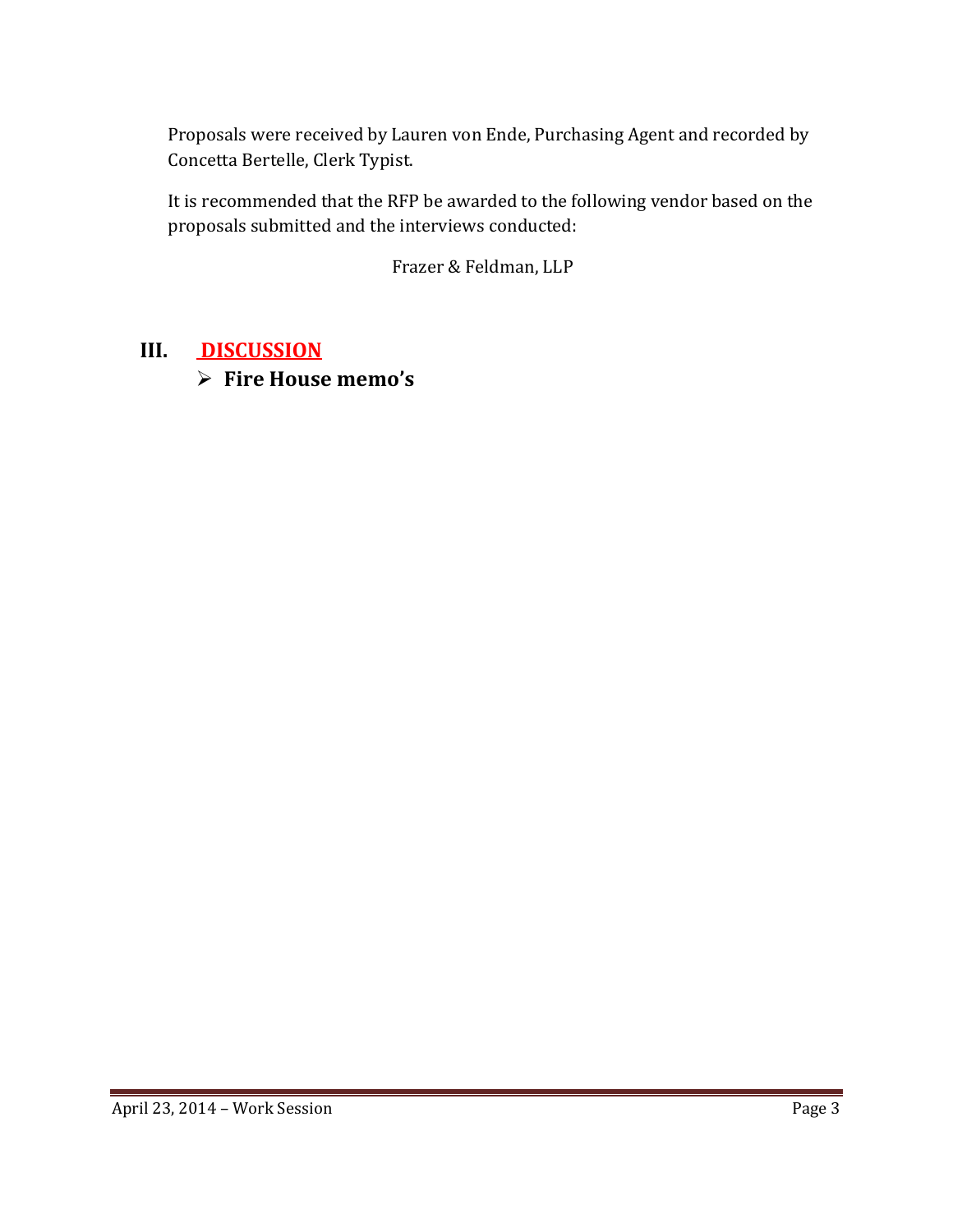Proposals were received by Lauren von Ende, Purchasing Agent and recorded by Concetta Bertelle, Clerk Typist.

It is recommended that the RFP be awarded to the following vendor based on the proposals submitted and the interviews conducted:

Frazer & Feldman, LLP

## III. DISCUSSION

- **Fire House memo's**